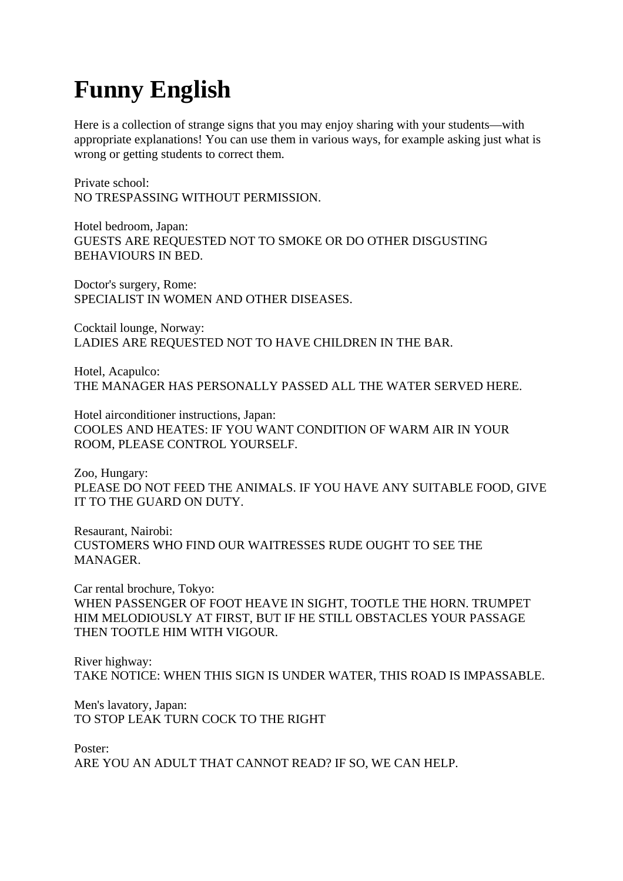# Funny English

Here is a collection of strange signs that you may enjoy sharing with your students—with appropriate explanations! You can use them in various ways, for example asking just what is wrong or getting students to correct them.

Private school:
NO TRESPASSING WITHOUT PERMISSION.

Hotel bedroom, Japan:
GUESTS ARE REQUESTED NOT TO SMOKE OR DO OTHER DISGUSTING BEHAVIOURS IN BED.

Doctor's surgery, Rome:
SPECIALIST IN WOMEN AND OTHER DISEASES.

Cocktail lounge, Norway:
LADIES ARE REQUESTED NOT TO HAVE CHILDREN IN THE BAR.

Hotel, Acapulco:
THE MANAGER HAS PERSONALLY PASSED ALL THE WATER SERVED HERE.

Hotel airconditioner instructions, Japan:
COOLES AND HEATES: IF YOU WANT CONDITION OF WARM AIR IN YOUR ROOM, PLEASE CONTROL YOURSELF.

Zoo, Hungary:
PLEASE DO NOT FEED THE ANIMALS. IF YOU HAVE ANY SUITABLE FOOD, GIVE IT TO THE GUARD ON DUTY.

Resaurant, Nairobi:
CUSTOMERS WHO FIND OUR WAITRESSES RUDE OUGHT TO SEE THE MANAGER.

Car rental brochure, Tokyo:
WHEN PASSENGER OF FOOT HEAVE IN SIGHT, TOOTLE THE HORN. TRUMPET HIM MELODIOUSLY AT FIRST, BUT IF HE STILL OBSTACLES YOUR PASSAGE THEN TOOTLE HIM WITH VIGOUR.

River highway:
TAKE NOTICE: WHEN THIS SIGN IS UNDER WATER, THIS ROAD IS IMPASSABLE.

Men's lavatory, Japan:
TO STOP LEAK TURN COCK TO THE RIGHT

Poster:
ARE YOU AN ADULT THAT CANNOT READ? IF SO, WE CAN HELP.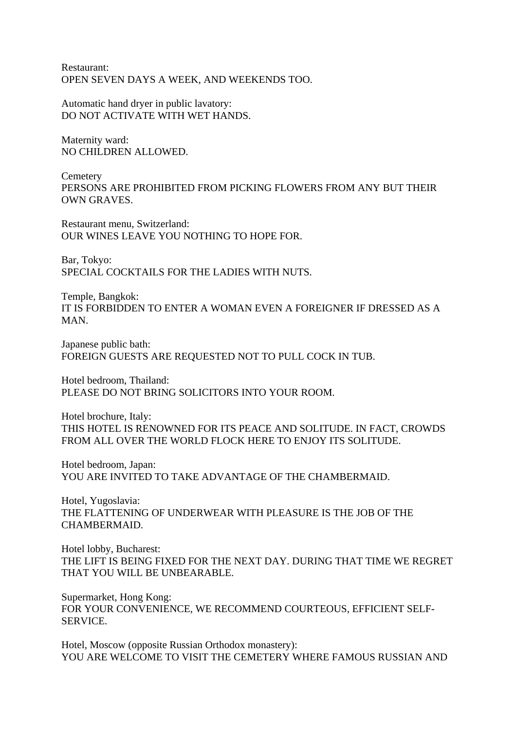Restaurant:
OPEN SEVEN DAYS A WEEK, AND WEEKENDS TOO.

Automatic hand dryer in public lavatory:
DO NOT ACTIVATE WITH WET HANDS.

Maternity ward:
NO CHILDREN ALLOWED.

Cemetery
PERSONS ARE PROHIBITED FROM PICKING FLOWERS FROM ANY BUT THEIR OWN GRAVES.

Restaurant menu, Switzerland:
OUR WINES LEAVE YOU NOTHING TO HOPE FOR.

Bar, Tokyo:
SPECIAL COCKTAILS FOR THE LADIES WITH NUTS.

Temple, Bangkok:
IT IS FORBIDDEN TO ENTER A WOMAN EVEN A FOREIGNER IF DRESSED AS A MAN.

Japanese public bath:
FOREIGN GUESTS ARE REQUESTED NOT TO PULL COCK IN TUB.

Hotel bedroom, Thailand:
PLEASE DO NOT BRING SOLICITORS INTO YOUR ROOM.

Hotel brochure, Italy:
THIS HOTEL IS RENOWNED FOR ITS PEACE AND SOLITUDE. IN FACT, CROWDS FROM ALL OVER THE WORLD FLOCK HERE TO ENJOY ITS SOLITUDE.

Hotel bedroom, Japan:
YOU ARE INVITED TO TAKE ADVANTAGE OF THE CHAMBERMAID.

Hotel, Yugoslavia:
THE FLATTENING OF UNDERWEAR WITH PLEASURE IS THE JOB OF THE CHAMBERMAID.

Hotel lobby, Bucharest:
THE LIFT IS BEING FIXED FOR THE NEXT DAY. DURING THAT TIME WE REGRET THAT YOU WILL BE UNBEARABLE.

Supermarket, Hong Kong:
FOR YOUR CONVENIENCE, WE RECOMMEND COURTEOUS, EFFICIENT SELF-SERVICE.

Hotel, Moscow (opposite Russian Orthodox monastery):
YOU ARE WELCOME TO VISIT THE CEMETERY WHERE FAMOUS RUSSIAN AND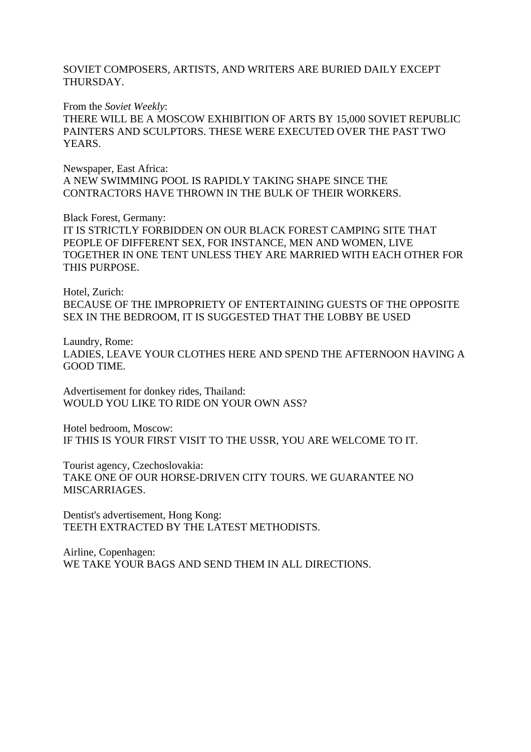SOVIET COMPOSERS, ARTISTS, AND WRITERS ARE BURIED DAILY EXCEPT THURSDAY.

From the *Soviet Weekly*:
THERE WILL BE A MOSCOW EXHIBITION OF ARTS BY 15,000 SOVIET REPUBLIC PAINTERS AND SCULPTORS. THESE WERE EXECUTED OVER THE PAST TWO YEARS.

Newspaper, East Africa:
A NEW SWIMMING POOL IS RAPIDLY TAKING SHAPE SINCE THE CONTRACTORS HAVE THROWN IN THE BULK OF THEIR WORKERS.

Black Forest, Germany:
IT IS STRICTLY FORBIDDEN ON OUR BLACK FOREST CAMPING SITE THAT PEOPLE OF DIFFERENT SEX, FOR INSTANCE, MEN AND WOMEN, LIVE TOGETHER IN ONE TENT UNLESS THEY ARE MARRIED WITH EACH OTHER FOR THIS PURPOSE.

Hotel, Zurich:
BECAUSE OF THE IMPROPRIETY OF ENTERTAINING GUESTS OF THE OPPOSITE SEX IN THE BEDROOM, IT IS SUGGESTED THAT THE LOBBY BE USED

Laundry, Rome:
LADIES, LEAVE YOUR CLOTHES HERE AND SPEND THE AFTERNOON HAVING A GOOD TIME.

Advertisement for donkey rides, Thailand:
WOULD YOU LIKE TO RIDE ON YOUR OWN ASS?

Hotel bedroom, Moscow:
IF THIS IS YOUR FIRST VISIT TO THE USSR, YOU ARE WELCOME TO IT.

Tourist agency, Czechoslovakia:
TAKE ONE OF OUR HORSE-DRIVEN CITY TOURS. WE GUARANTEE NO MISCARRIAGES.

Dentist's advertisement, Hong Kong:
TEETH EXTRACTED BY THE LATEST METHODISTS.

Airline, Copenhagen:
WE TAKE YOUR BAGS AND SEND THEM IN ALL DIRECTIONS.